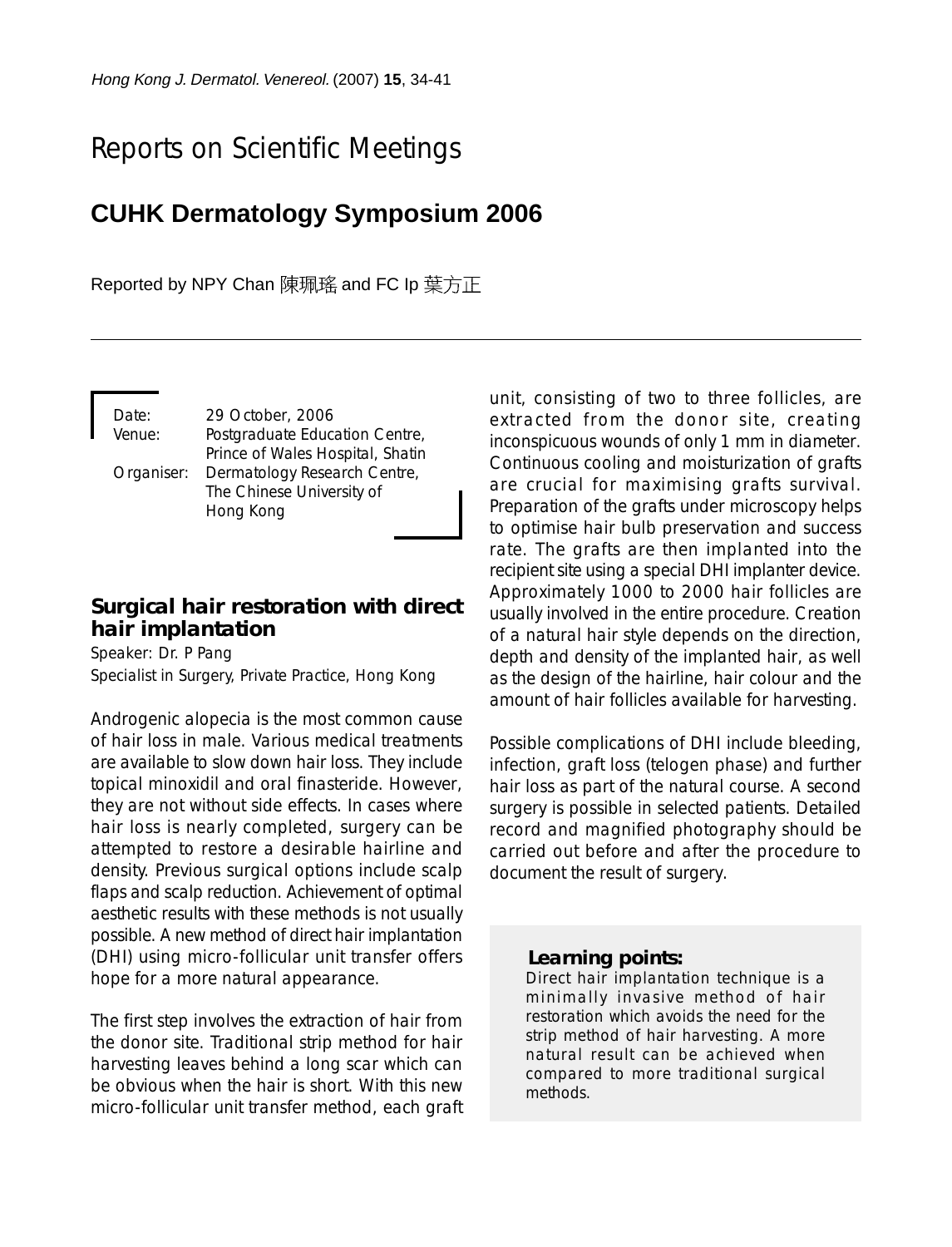# Reports on Scientific Meetings

## CUHK Dermatology Symposium 2006

Reported by NPY Chan 陳珮瑤 and FC Ip 葉方正

Date: 29 October, 2006
Venue: Postgraduate Education Centre, Prince of Wales Hospital, Shatin
Organiser: Dermatology Research Centre, The Chinese University of Hong Kong

### Surgical hair restoration with direct hair implantation

Speaker: Dr. P Pang
Specialist in Surgery, Private Practice, Hong Kong

Androgenic alopecia is the most common cause of hair loss in male. Various medical treatments are available to slow down hair loss. They include topical minoxidil and oral finasteride. However, they are not without side effects. In cases where hair loss is nearly completed, surgery can be attempted to restore a desirable hairline and density. Previous surgical options include scalp flaps and scalp reduction. Achievement of optimal aesthetic results with these methods is not usually possible. A new method of direct hair implantation (DHI) using micro-follicular unit transfer offers hope for a more natural appearance.

The first step involves the extraction of hair from the donor site. Traditional strip method for hair harvesting leaves behind a long scar which can be obvious when the hair is short. With this new micro-follicular unit transfer method, each graft unit, consisting of two to three follicles, are extracted from the donor site, creating inconspicuous wounds of only 1 mm in diameter. Continuous cooling and moisturization of grafts are crucial for maximising grafts survival. Preparation of the grafts under microscopy helps to optimise hair bulb preservation and success rate. The grafts are then implanted into the recipient site using a special DHI implanter device. Approximately 1000 to 2000 hair follicles are usually involved in the entire procedure. Creation of a natural hair style depends on the direction, depth and density of the implanted hair, as well as the design of the hairline, hair colour and the amount of hair follicles available for harvesting.

Possible complications of DHI include bleeding, infection, graft loss (telogen phase) and further hair loss as part of the natural course. A second surgery is possible in selected patients. Detailed record and magnified photography should be carried out before and after the procedure to document the result of surgery.

**Learning points:**

Direct hair implantation technique is a minimally invasive method of hair restoration which avoids the need for the strip method of hair harvesting. A more natural result can be achieved when compared to more traditional surgical methods.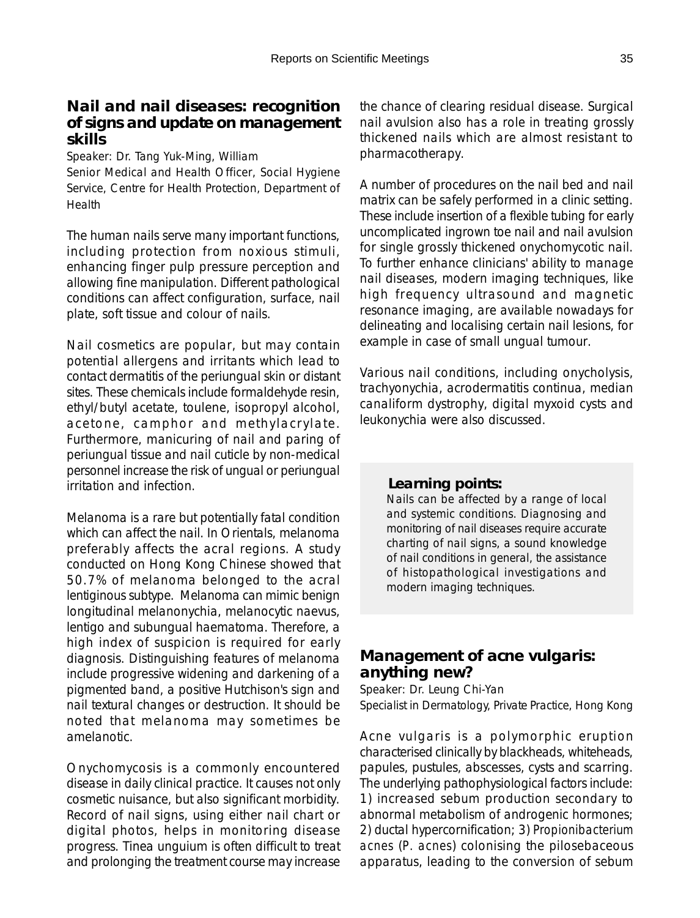## Nail and nail diseases: recognition of signs and update on management skills

Speaker: Dr. Tang Yuk-Ming, William

Senior Medical and Health Officer, Social Hygiene Service, Centre for Health Protection, Department of Health

The human nails serve many important functions, including protection from noxious stimuli, enhancing finger pulp pressure perception and allowing fine manipulation. Different pathological conditions can affect configuration, surface, nail plate, soft tissue and colour of nails.

Nail cosmetics are popular, but may contain potential allergens and irritants which lead to contact dermatitis of the periungual skin or distant sites. These chemicals include formaldehyde resin, ethyl/butyl acetate, toulene, isopropyl alcohol, acetone, camphor and methylacrylate. Furthermore, manicuring of nail and paring of periungual tissue and nail cuticle by non-medical personnel increase the risk of ungual or periungual irritation and infection.

Melanoma is a rare but potentially fatal condition which can affect the nail. In Orientals, melanoma preferably affects the acral regions. A study conducted on Hong Kong Chinese showed that 50.7% of melanoma belonged to the acral lentiginous subtype. Melanoma can mimic benign longitudinal melanonychia, melanocytic naevus, lentigo and subungual haematoma. Therefore, a high index of suspicion is required for early diagnosis. Distinguishing features of melanoma include progressive widening and darkening of a pigmented band, a positive Hutchison's sign and nail textural changes or destruction. It should be noted that melanoma may sometimes be amelanotic.

Onychomycosis is a commonly encountered disease in daily clinical practice. It causes not only cosmetic nuisance, but also significant morbidity. Record of nail signs, using either nail chart or digital photos, helps in monitoring disease progress. Tinea unguium is often difficult to treat and prolonging the treatment course may increase the chance of clearing residual disease. Surgical nail avulsion also has a role in treating grossly thickened nails which are almost resistant to pharmacotherapy.

A number of procedures on the nail bed and nail matrix can be safely performed in a clinic setting. These include insertion of a flexible tubing for early uncomplicated ingrown toe nail and nail avulsion for single grossly thickened onychomycotic nail. To further enhance clinicians' ability to manage nail diseases, modern imaging techniques, like high frequency ultrasound and magnetic resonance imaging, are available nowadays for delineating and localising certain nail lesions, for example in case of small ungual tumour.

Various nail conditions, including onycholysis, trachyonychia, acrodermatitis continua, median canaliform dystrophy, digital myxoid cysts and leukonychia were also discussed.

**Learning points:**

Nails can be affected by a range of local and systemic conditions. Diagnosing and monitoring of nail diseases require accurate charting of nail signs, a sound knowledge of nail conditions in general, the assistance of histopathological investigations and modern imaging techniques.

## Management of acne vulgaris: anything new?

Speaker: Dr. Leung Chi-Yan

Specialist in Dermatology, Private Practice, Hong Kong

Acne vulgaris is a polymorphic eruption characterised clinically by blackheads, whiteheads, papules, pustules, abscesses, cysts and scarring. The underlying pathophysiological factors include: 1) increased sebum production secondary to abnormal metabolism of androgenic hormones; 2) ductal hypercornification; 3) *Propionibacterium acnes* (*P. acnes*) colonising the pilosebaceous apparatus, leading to the conversion of sebum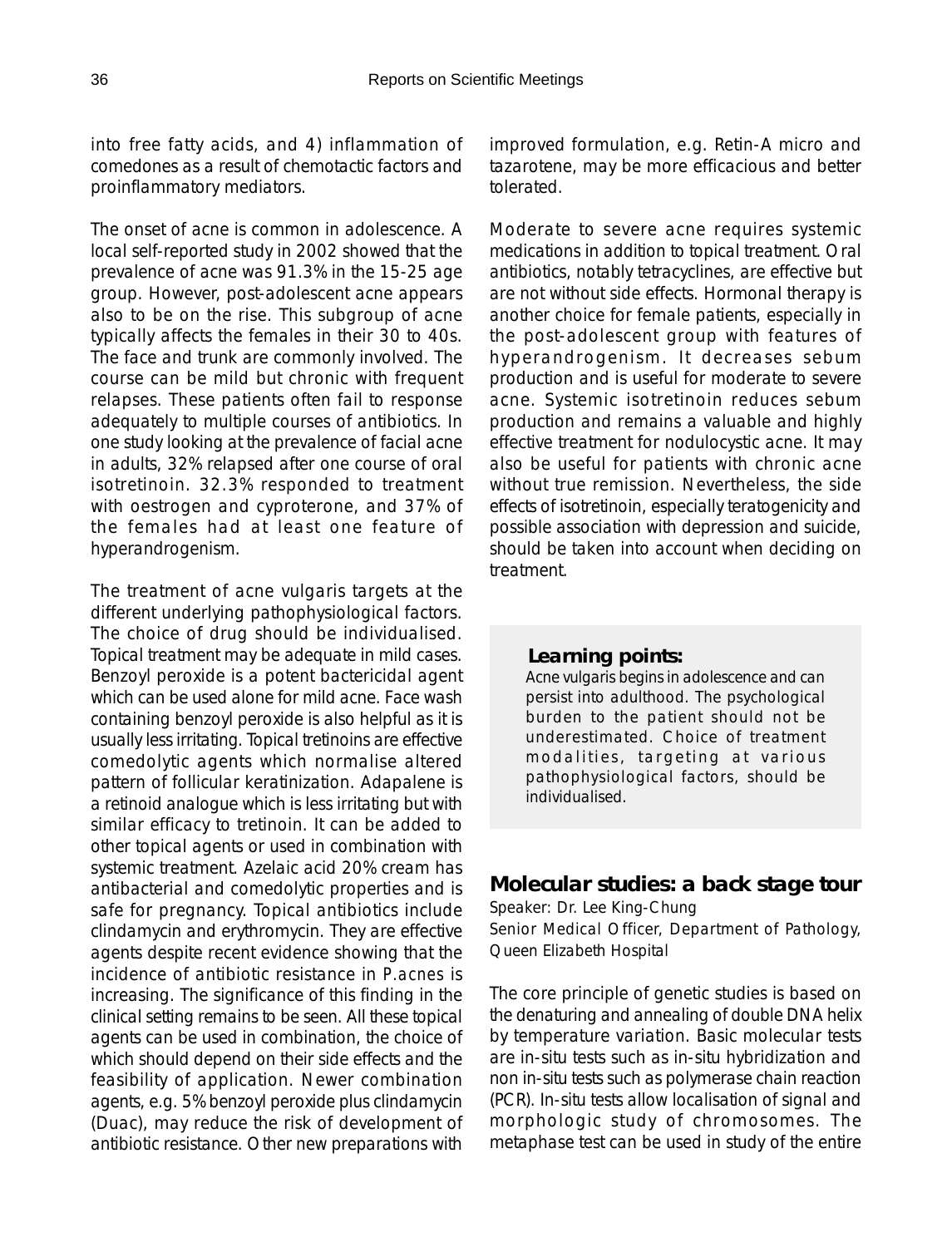into free fatty acids, and 4) inflammation of comedones as a result of chemotactic factors and proinflammatory mediators.

The onset of acne is common in adolescence. A local self-reported study in 2002 showed that the prevalence of acne was 91.3% in the 15-25 age group. However, post-adolescent acne appears also to be on the rise. This subgroup of acne typically affects the females in their 30 to 40s. The face and trunk are commonly involved. The course can be mild but chronic with frequent relapses. These patients often fail to response adequately to multiple courses of antibiotics. In one study looking at the prevalence of facial acne in adults, 32% relapsed after one course of oral isotretinoin. 32.3% responded to treatment with oestrogen and cyproterone, and 37% of the females had at least one feature of hyperandrogenism.

The treatment of acne vulgaris targets at the different underlying pathophysiological factors. The choice of drug should be individualised. Topical treatment may be adequate in mild cases. Benzoyl peroxide is a potent bactericidal agent which can be used alone for mild acne. Face wash containing benzoyl peroxide is also helpful as it is usually less irritating. Topical tretinoins are effective comedolytic agents which normalise altered pattern of follicular keratinization. Adapalene is a retinoid analogue which is less irritating but with similar efficacy to tretinoin. It can be added to other topical agents or used in combination with systemic treatment. Azelaic acid 20% cream has antibacterial and comedolytic properties and is safe for pregnancy. Topical antibiotics include clindamycin and erythromycin. They are effective agents despite recent evidence showing that the incidence of antibiotic resistance in *P.acnes* is increasing. The significance of this finding in the clinical setting remains to be seen. All these topical agents can be used in combination, the choice of which should depend on their side effects and the feasibility of application. Newer combination agents, e.g. 5% benzoyl peroxide plus clindamycin (Duac), may reduce the risk of development of antibiotic resistance. Other new preparations with improved formulation, e.g. Retin-A micro and tazarotene, may be more efficacious and better tolerated.

Moderate to severe acne requires systemic medications in addition to topical treatment. Oral antibiotics, notably tetracyclines, are effective but are not without side effects. Hormonal therapy is another choice for female patients, especially in the post-adolescent group with features of hyperandrogenism. It decreases sebum production and is useful for moderate to severe acne. Systemic isotretinoin reduces sebum production and remains a valuable and highly effective treatment for nodulocystic acne. It may also be useful for patients with chronic acne without true remission. Nevertheless, the side effects of isotretinoin, especially teratogenicity and possible association with depression and suicide, should be taken into account when deciding on treatment.

> **Learning points:**
> Acne vulgaris begins in adolescence and can persist into adulthood. The psychological burden to the patient should not be underestimated. Choice of treatment modalities, targeting at various pathophysiological factors, should be individualised.

## Molecular studies: a back stage tour

Speaker: Dr. Lee King-Chung
Senior Medical Officer, Department of Pathology, Queen Elizabeth Hospital

The core principle of genetic studies is based on the denaturing and annealing of double DNA helix by temperature variation. Basic molecular tests are in-situ tests such as in-situ hybridization and non in-situ tests such as polymerase chain reaction (PCR). In-situ tests allow localisation of signal and morphologic study of chromosomes. The metaphase test can be used in study of the entire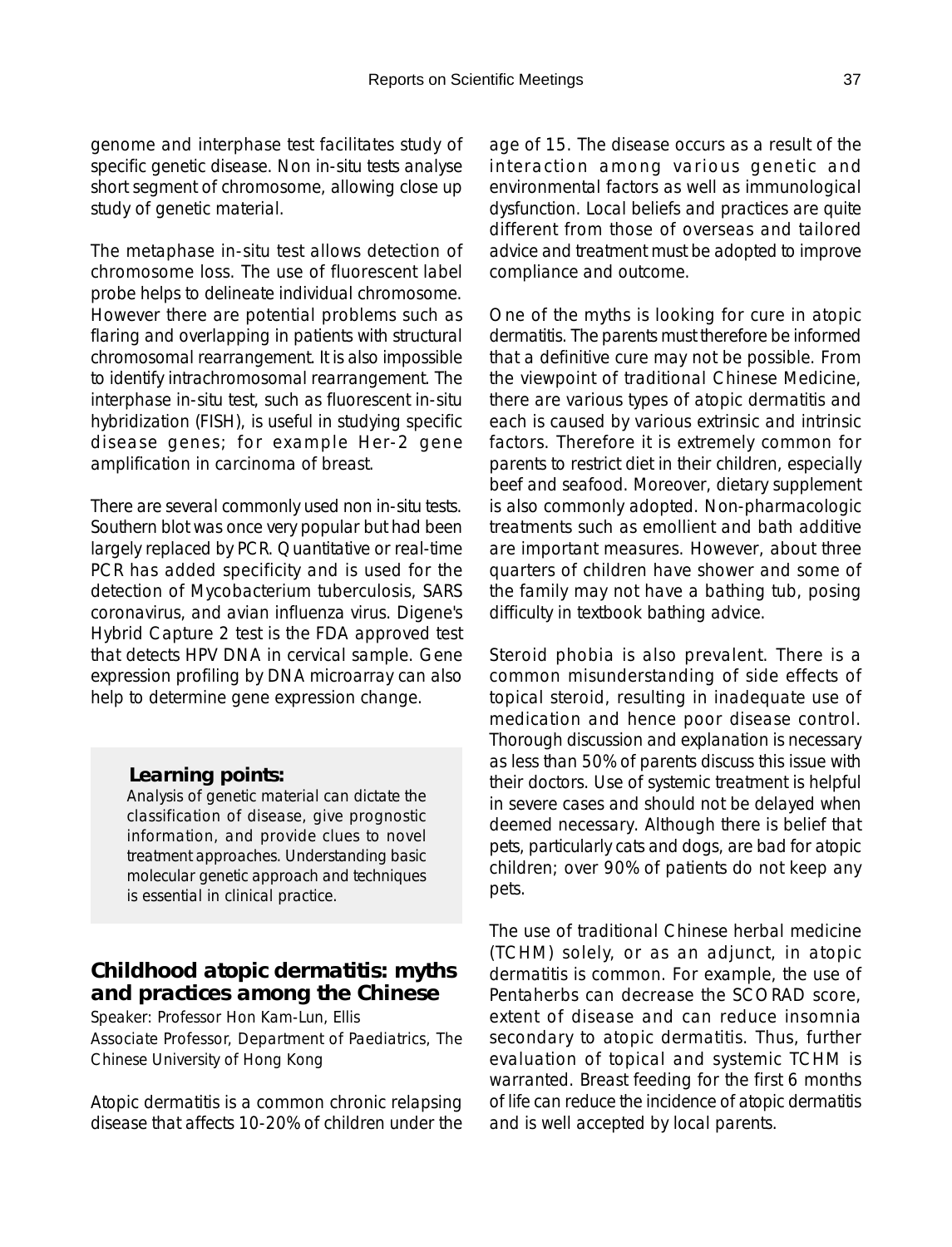genome and interphase test facilitates study of specific genetic disease. Non in-situ tests analyse short segment of chromosome, allowing close up study of genetic material.

The metaphase in-situ test allows detection of chromosome loss. The use of fluorescent label probe helps to delineate individual chromosome. However there are potential problems such as flaring and overlapping in patients with structural chromosomal rearrangement. It is also impossible to identify intrachromosomal rearrangement. The interphase in-situ test, such as fluorescent in-situ hybridization (FISH), is useful in studying specific disease genes; for example Her-2 gene amplification in carcinoma of breast.

There are several commonly used non in-situ tests. Southern blot was once very popular but had been largely replaced by PCR. Quantitative or real-time PCR has added specificity and is used for the detection of Mycobacterium tuberculosis, SARS coronavirus, and avian influenza virus. Digene's Hybrid Capture 2 test is the FDA approved test that detects HPV DNA in cervical sample. Gene expression profiling by DNA microarray can also help to determine gene expression change.

> **Learning points:**
> Analysis of genetic material can dictate the classification of disease, give prognostic information, and provide clues to novel treatment approaches. Understanding basic molecular genetic approach and techniques is essential in clinical practice.

## Childhood atopic dermatitis: myths and practices among the Chinese

Speaker: Professor Hon Kam-Lun, Ellis
Associate Professor, Department of Paediatrics, The Chinese University of Hong Kong

Atopic dermatitis is a common chronic relapsing disease that affects 10-20% of children under the age of 15. The disease occurs as a result of the interaction among various genetic and environmental factors as well as immunological dysfunction. Local beliefs and practices are quite different from those of overseas and tailored advice and treatment must be adopted to improve compliance and outcome.

One of the myths is looking for cure in atopic dermatitis. The parents must therefore be informed that a definitive cure may not be possible. From the viewpoint of traditional Chinese Medicine, there are various types of atopic dermatitis and each is caused by various extrinsic and intrinsic factors. Therefore it is extremely common for parents to restrict diet in their children, especially beef and seafood. Moreover, dietary supplement is also commonly adopted. Non-pharmacologic treatments such as emollient and bath additive are important measures. However, about three quarters of children have shower and some of the family may not have a bathing tub, posing difficulty in textbook bathing advice.

Steroid phobia is also prevalent. There is a common misunderstanding of side effects of topical steroid, resulting in inadequate use of medication and hence poor disease control. Thorough discussion and explanation is necessary as less than 50% of parents discuss this issue with their doctors. Use of systemic treatment is helpful in severe cases and should not be delayed when deemed necessary. Although there is belief that pets, particularly cats and dogs, are bad for atopic children; over 90% of patients do not keep any pets.

The use of traditional Chinese herbal medicine (TCHM) solely, or as an adjunct, in atopic dermatitis is common. For example, the use of Pentaherbs can decrease the SCORAD score, extent of disease and can reduce insomnia secondary to atopic dermatitis. Thus, further evaluation of topical and systemic TCHM is warranted. Breast feeding for the first 6 months of life can reduce the incidence of atopic dermatitis and is well accepted by local parents.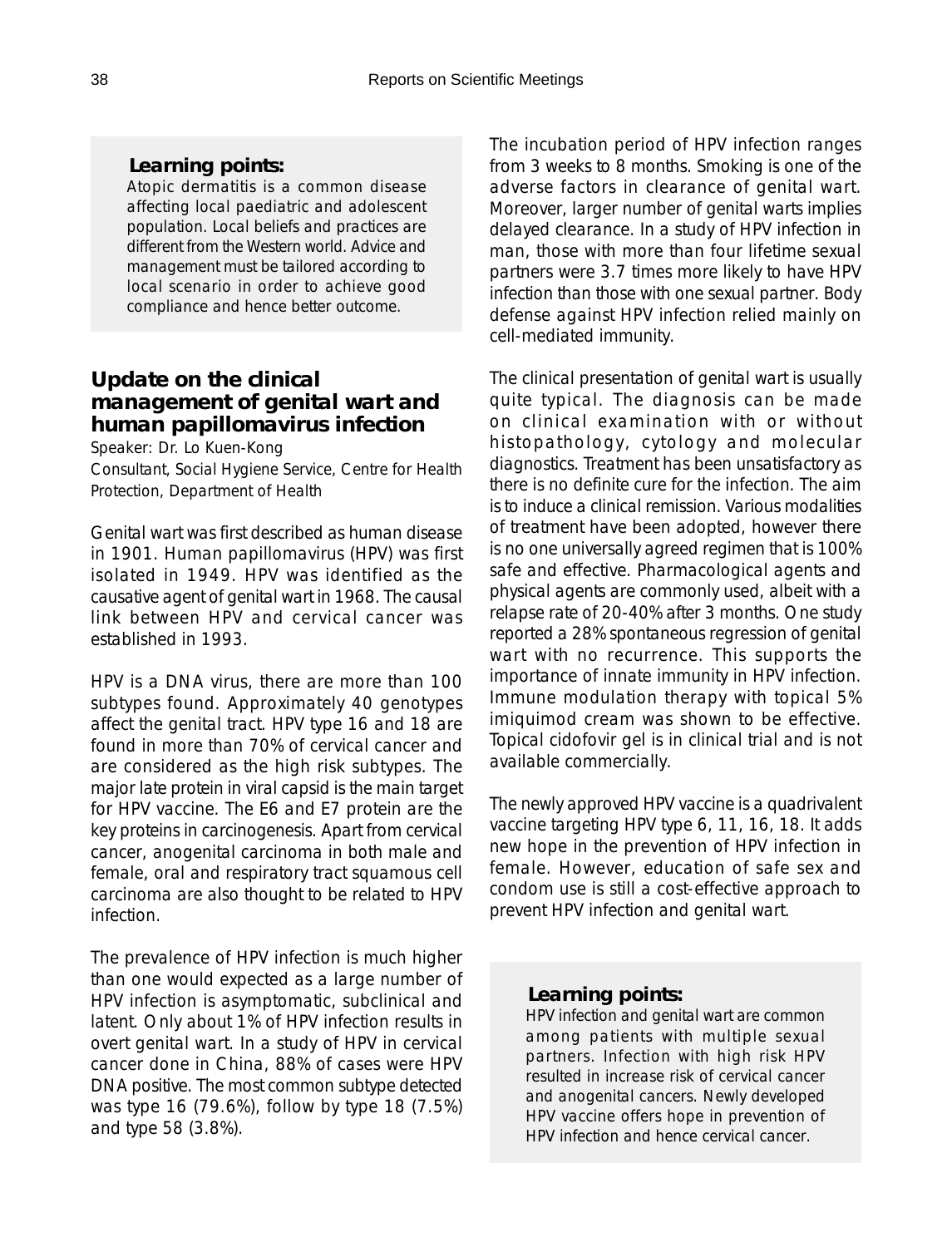**Learning points:**

Atopic dermatitis is a common disease affecting local paediatric and adolescent population. Local beliefs and practices are different from the Western world. Advice and management must be tailored according to local scenario in order to achieve good compliance and hence better outcome.

## Update on the clinical management of genital wart and human papillomavirus infection

Speaker: Dr. Lo Kuen-Kong
Consultant, Social Hygiene Service, Centre for Health Protection, Department of Health

Genital wart was first described as human disease in 1901. Human papillomavirus (HPV) was first isolated in 1949. HPV was identified as the causative agent of genital wart in 1968. The causal link between HPV and cervical cancer was established in 1993.

HPV is a DNA virus, there are more than 100 subtypes found. Approximately 40 genotypes affect the genital tract. HPV type 16 and 18 are found in more than 70% of cervical cancer and are considered as the high risk subtypes. The major late protein in viral capsid is the main target for HPV vaccine. The E6 and E7 protein are the key proteins in carcinogenesis. Apart from cervical cancer, anogenital carcinoma in both male and female, oral and respiratory tract squamous cell carcinoma are also thought to be related to HPV infection.

The prevalence of HPV infection is much higher than one would expected as a large number of HPV infection is asymptomatic, subclinical and latent. Only about 1% of HPV infection results in overt genital wart. In a study of HPV in cervical cancer done in China, 88% of cases were HPV DNA positive. The most common subtype detected was type 16 (79.6%), follow by type 18 (7.5%) and type 58 (3.8%).

The incubation period of HPV infection ranges from 3 weeks to 8 months. Smoking is one of the adverse factors in clearance of genital wart. Moreover, larger number of genital warts implies delayed clearance. In a study of HPV infection in man, those with more than four lifetime sexual partners were 3.7 times more likely to have HPV infection than those with one sexual partner. Body defense against HPV infection relied mainly on cell-mediated immunity.

The clinical presentation of genital wart is usually quite typical. The diagnosis can be made on clinical examination with or without histopathology, cytology and molecular diagnostics. Treatment has been unsatisfactory as there is no definite cure for the infection. The aim is to induce a clinical remission. Various modalities of treatment have been adopted, however there is no one universally agreed regimen that is 100% safe and effective. Pharmacological agents and physical agents are commonly used, albeit with a relapse rate of 20-40% after 3 months. One study reported a 28% spontaneous regression of genital wart with no recurrence. This supports the importance of innate immunity in HPV infection. Immune modulation therapy with topical 5% imiquimod cream was shown to be effective. Topical cidofovir gel is in clinical trial and is not available commercially.

The newly approved HPV vaccine is a quadrivalent vaccine targeting HPV type 6, 11, 16, 18. It adds new hope in the prevention of HPV infection in female. However, education of safe sex and condom use is still a cost-effective approach to prevent HPV infection and genital wart.

**Learning points:**

HPV infection and genital wart are common among patients with multiple sexual partners. Infection with high risk HPV resulted in increase risk of cervical cancer and anogenital cancers. Newly developed HPV vaccine offers hope in prevention of HPV infection and hence cervical cancer.